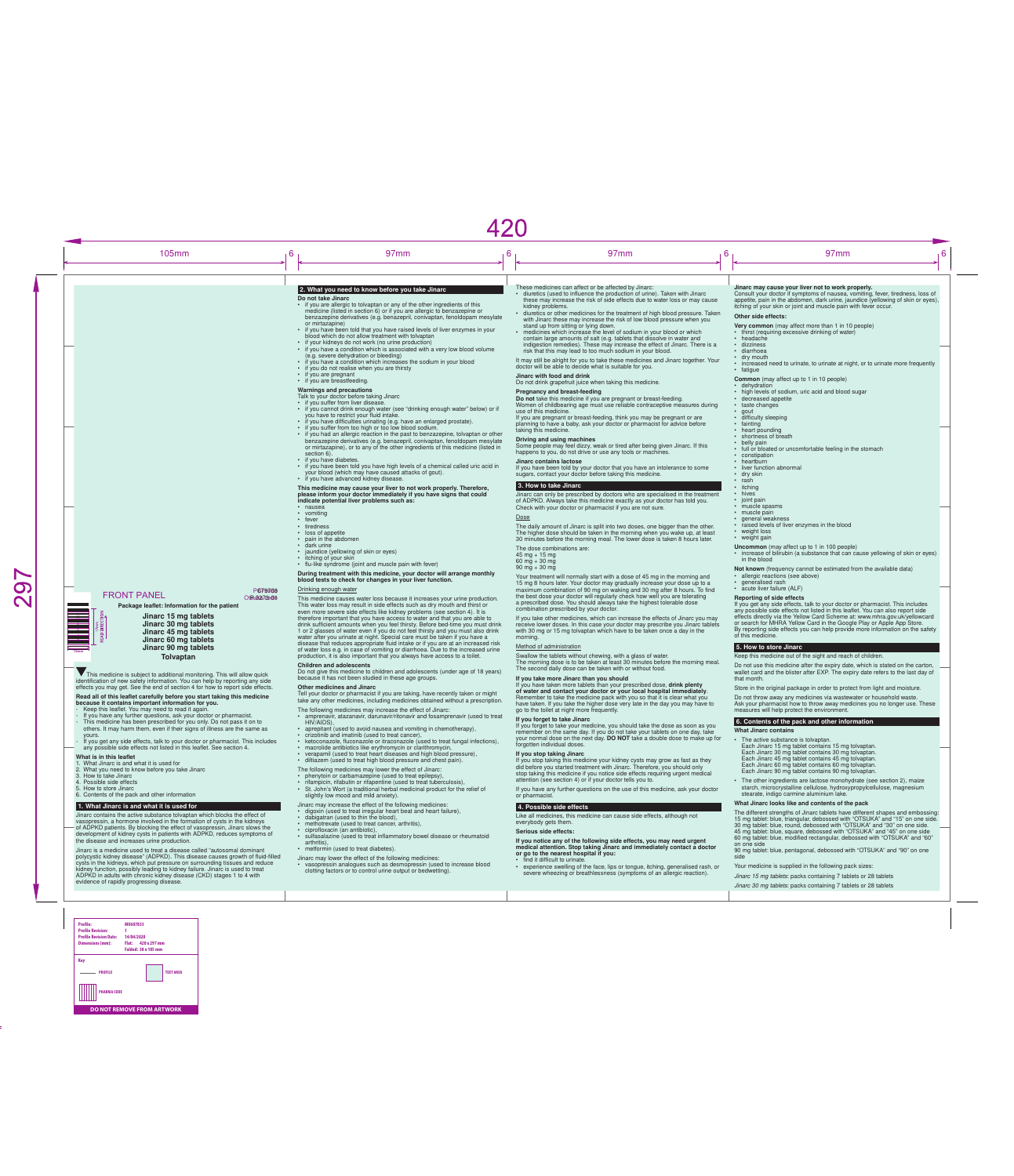FRONT PANEL

## Package leaflet: Information for the patient

**Jinarc 15 mg tablets**
**Jinarc 30 mg tablets**
**Jinarc 45 mg tablets**
**Jinarc 60 mg tablets**
**Jinarc 90 mg tablets**

**Tolvaptan**

▼This medicine is subject to additional monitoring. This will allow quick identification of new safety information. You can help by reporting any side effects you may get. See the end of section 4 for how to report side effects.

**Read all of this leaflet carefully before you start taking this medicine because it contains important information for you.**

- Keep this leaflet. You may need to read it again.
- If you have any further questions, ask your doctor or pharmacist.
- This medicine has been prescribed for you only. Do not pass it on to others. It may harm them, even if their signs of illness are the same as yours.
- If you get any side effects, talk to your doctor or pharmacist. This includes any possible side effects not listed in this leaflet. See section 4.

**What is in this leaflet**

1. What Jinarc is and what it is used for
2. What you need to know before you take Jinarc
3. How to take Jinarc
4. Possible side effects
5. How to store Jinarc
6. Contents of the pack and other information

## 1. What Jinarc is and what it is used for

Jinarc contains the active substance tolvaptan which blocks the effect of vasopressin, a hormone involved in the formation of cysts in the kidneys of ADPKD patients. By blocking the effect of vasopressin, Jinarc slows the development of kidney cysts in patients with ADPKD, reduces symptoms of the disease and increases urine production.

Jinarc is a medicine used to treat a disease called "autosomal dominant polycystic kidney disease" (ADPKD). This disease causes growth of fluid-filled cysts in the kidneys, which put pressure on surrounding tissues and reduce kidney function, possibly leading to kidney failure. Jinarc is used to treat ADPKD in adults with chronic kidney disease (CKD) stages 1 to 4 with evidence of rapidly progressing disease.

## 2. What you need to know before you take Jinarc

**Do not take Jinarc**

- if you are allergic to tolvaptan or any of the other ingredients of this medicine (listed in section 6) or if you are allergic to benzazepine or benzazepine derivatives (e.g. benazepril, conivaptan, fenoldopam mesylate or mirtazapine)
- if you have been told that you have raised levels of liver enzymes in your blood which do not allow treatment with tolvaptan
- if your kidneys do not work (no urine production)
- if you have a condition which is associated with a very low blood volume (e.g. severe dehydration or bleeding)
- if you have a condition which increases the sodium in your blood
- if you do not realise when you are thirsty
- if you are pregnant
- if you are breastfeeding.

**Warnings and precautions**

Talk to your doctor before taking Jinarc

- if you suffer from liver disease.
- if you cannot drink enough water (see "drinking enough water" below) or if you have to restrict your fluid intake.
- if you have difficulties urinating (e.g. have an enlarged prostate).
- if you suffer from too high or too low blood sodium.
- if you had an allergic reaction in the past to benzazepine, tolvaptan or other benzazepine derivatives (e.g. benazepril, conivaptan, fenoldopam mesylate or mirtazapine), or to any of the other ingredients of this medicine (listed in section 6).
- if you have diabetes.
- if you have been told you have high levels of a chemical called uric acid in your blood (which may have caused attacks of gout).
- if you have advanced kidney disease.

**This medicine may cause your liver to not work properly. Therefore, please inform your doctor immediately if you have signs that could indicate potential liver problems such as:**

- nausea
- vomiting
- fever
- tiredness
- loss of appetite
- pain in the abdomen
- dark urine
- jaundice (yellowing of skin or eyes)
- itching of your skin
- flu-like syndrome (joint and muscle pain with fever)

**During treatment with this medicine, your doctor will arrange monthly blood tests to check for changes in your liver function.**

Drinking enough water

This medicine causes water loss because it increases your urine production. This water loss may result in side effects such as dry mouth and thirst or even more severe side effects like kidney problems (see section 4). It is therefore important that you have access to water and that you are able to drink sufficient amounts when you feel thirsty. Before bed-time you must drink 1 or 2 glasses of water even if you do not feel thirsty and you must also drink water after you urinate at night. Special care must be taken if you have a disease that reduces appropriate fluid intake or if you are at an increased risk of water loss e.g. in case of vomiting or diarrhoea. Due to the increased urine production, it is also important that you always have access to a toilet.

**Children and adolescents**

Do not give this medicine to children and adolescents (under age of 18 years) because it has not been studied in these age groups.

**Other medicines and Jinarc**

Tell your doctor or pharmacist if you are taking, have recently taken or might take any other medicines, including medicines obtained without a prescription.

The following medicines may increase the effect of Jinarc:

- amprenavir, atazanavir, darunavir/ritonavir and fosamprenavir (used to treat HIV/AIDS),
- aprepitant (used to avoid nausea and vomiting in chemotherapy),
- crizotinib and imatinib (used to treat cancer),
- ketoconazole, fluconazole or itraconazole (used to treat fungal infections),
- macrolide antibiotics like erythromycin or clarithromycin,
- verapamil (used to treat heart diseases and high blood pressure),
- diltiazem (used to treat high blood pressure and chest pain).

The following medicines may lower the effect of Jinarc:

- phenytoin or carbamazepine (used to treat epilepsy),
- rifampicin, rifabutin or rifapentine (used to treat tuberculosis),
- St. John's Wort (a traditional herbal medicinal product for the relief of slightly low mood and mild anxiety).

Jinarc may increase the effect of the following medicines:

- digoxin (used to treat irregular heart beat and heart failure),
- dabigatran (used to thin the blood),
- methotrexate (used to treat cancer, arthritis),
- ciprofloxacin (an antibiotic),
- sulfasalazine (used to treat inflammatory bowel disease or rheumatoid arthritis),
- metformin (used to treat diabetes).

Jinarc may lower the effect of the following medicines:

- vasopressin analogues such as desmopressin (used to increase blood clotting factors or to control urine output or bedwetting).

These medicines can affect or be affected by Jinarc:

- diuretics (used to influence the production of urine). Taken with Jinarc these may increase the risk of side effects due to water loss or may cause kidney problems.
- diuretics or other medicines for the treatment of high blood pressure. Taken with Jinarc these may increase the risk of low blood pressure when you stand up from sitting or lying down.
- medicines which increase the level of sodium in your blood or which contain large amounts of salt (e.g. tablets that dissolve in water and indigestion remedies). These may increase the effect of Jinarc. There is a risk that this may lead to too much sodium in your blood.

It may still be alright for you to take these medicines and Jinarc together. Your doctor will be able to decide what is suitable for you.

**Jinarc with food and drink**

Do not drink grapefruit juice when taking this medicine.

**Pregnancy and breast-feeding**

**Do not** take this medicine if you are pregnant or breast-feeding.

Women of childbearing age must use reliable contraceptive measures during use of this medicine.

If you are pregnant or breast-feeding, think you may be pregnant or are planning to have a baby, ask your doctor or pharmacist for advice before taking this medicine.

**Driving and using machines**

Some people may feel dizzy, weak or tired after being given Jinarc. If this happens to you, do not drive or use any tools or machines.

**Jinarc contains lactose**

If you have been told by your doctor that you have an intolerance to some sugars, contact your doctor before taking this medicine.

## 3. How to take Jinarc

Jinarc can only be prescribed by doctors who are specialised in the treatment of ADPKD. Always take this medicine exactly as your doctor has told you. Check with your doctor or pharmacist if you are not sure.

Dose

The daily amount of Jinarc is split into two doses, one bigger than the other. The higher dose should be taken in the morning when you wake up, at least 30 minutes before the morning meal. The lower dose is taken 8 hours later.

The dose combinations are:
45 mg + 15 mg
60 mg + 30 mg
90 mg + 30 mg

Your treatment will normally start with a dose of 45 mg in the morning and 15 mg 8 hours later. Your doctor may gradually increase your dose up to a maximum combination of 90 mg on waking and 30 mg after 8 hours. To find the best dose your doctor will regularly check how well you are tolerating a prescribed dose. You should always take the highest tolerable dose combination prescribed by your doctor.

If you take other medicines, which can increase the effects of Jinarc you may receive lower doses. In this case your doctor may prescribe you Jinarc tablets with 30 mg or 15 mg tolvaptan which have to be taken once a day in the morning.

Method of administration

Swallow the tablets without chewing, with a glass of water.

The morning dose is to be taken at least 30 minutes before the morning meal. The second daily dose can be taken with or without food.

**If you take more Jinarc than you should**

If you have taken more tablets than your prescribed dose, **drink plenty of water and contact your doctor or your local hospital immediately**. Remember to take the medicine pack with you so that it is clear what you have taken. If you take the higher dose very late in the day you may have to go to the toilet at night more frequently.

**If you forget to take Jinarc**

If you forget to take your medicine, you should take the dose as soon as you remember on the same day. If you do not take your tablets on one day, take your normal dose on the next day. **DO NOT** take a double dose to make up for forgotten individual doses.

**If you stop taking Jinarc**

If you stop taking this medicine your kidney cysts may grow as fast as they did before you started treatment with Jinarc. Therefore, you should only stop taking this medicine if you notice side effects requiring urgent medical attention (see section 4) or if your doctor tells you to.

If you have any further questions on the use of this medicine, ask your doctor or pharmacist.

## 4. Possible side effects

Like all medicines, this medicine can cause side effects, although not everybody gets them.

**Serious side effects:**

**If you notice any of the following side effects, you may need urgent medical attention. Stop taking Jinarc and immediately contact a doctor or go to the nearest hospital if you:**

- find it difficult to urinate.
- experience swelling of the face, lips or tongue, itching, generalised rash, or severe wheezing or breathlessness (symptoms of an allergic reaction).

**Jinarc may cause your liver to not work properly.**

Consult your doctor if symptoms of nausea, vomiting, fever, tiredness, loss of appetite, pain in the abdomen, dark urine, jaundice (yellowing of skin or eyes), itching of your skin or joint and muscle pain with fever occur.

**Other side effects:**

**Very common** (may affect more than 1 in 10 people)

- thirst (requiring excessive drinking of water)
- headache
- dizziness
- diarrhoea
- dry mouth
- increased need to urinate, to urinate at night, or to urinate more frequently
- fatigue

**Common** (may affect up to 1 in 10 people)

- dehydration
- high levels of sodium, uric acid and blood sugar
- decreased appetite
- taste changes
- gout
- difficulty sleeping
- fainting
- heart pounding
- shortness of breath
- belly pain
- full or bloated or uncomfortable feeling in the stomach
- constipation
- heartburn
- liver function abnormal
- dry skin
- rash
- itching
- hives
- joint pain
- muscle spasms
- muscle pain
- general weakness
- raised levels of liver enzymes in the blood
- weight loss
- weight gain

**Uncommon** (may affect up to 1 in 100 people)

- increase of bilirubin (a substance that can cause yellowing of skin or eyes) in the blood

**Not known** (frequency cannot be estimated from the available data)

- allergic reactions (see above)
- generalised rash
- acute liver failure (ALF)

**Reporting of side effects**

If you get any side effects, talk to your doctor or pharmacist. This includes any possible side effects not listed in this leaflet. You can also report side effects directly via the Yellow Card Scheme at: www.mhra.gov.uk/yellowcard or search for MHRA Yellow Card in the Google Play or Apple App Store. By reporting side effects you can help provide more information on the safety of this medicine.

## 5. How to store Jinarc

Keep this medicine out of the sight and reach of children.

Do not use this medicine after the expiry date, which is stated on the carton, wallet card and the blister after EXP. The expiry date refers to the last day of that month.

Store in the original package in order to protect from light and moisture.

Do not throw away any medicines via wastewater or household waste. Ask your pharmacist how to throw away medicines you no longer use. These measures will help protect the environment.

## 6. Contents of the pack and other information

**What Jinarc contains**

- The active substance is tolvaptan.
  Each Jinarc 15 mg tablet contains 15 mg tolvaptan.
  Each Jinarc 30 mg tablet contains 30 mg tolvaptan.
  Each Jinarc 45 mg tablet contains 45 mg tolvaptan.
  Each Jinarc 60 mg tablet contains 60 mg tolvaptan.
  Each Jinarc 90 mg tablet contains 90 mg tolvaptan.
- The other ingredients are lactose monohydrate (see section 2), maize starch, microcrystalline cellulose, hydroxypropylcellulose, magnesium stearate, indigo carmine aluminium lake.

**What Jinarc looks like and contents of the pack**

The different strengths of Jinarc tablets have different shapes and embossing:
15 mg tablet: blue, triangular, debossed with "OTSUKA" and "15" on one side.
30 mg tablet: blue, round, debossed with "OTSUKA" and "30" on one side.
45 mg tablet: blue, square, debossed with "OTSUKA" and "45" on one side
60 mg tablet: blue, modified rectangular, debossed with "OTSUKA" and "60" on one side
90 mg tablet: blue, pentagonal, debossed with "OTSUKA" and "90" on one side

Your medicine is supplied in the following pack sizes:

*Jinarc 15 mg tablets*: packs containing 7 tablets or 28 tablets

*Jinarc 30 mg tablets*: packs containing 7 tablets or 28 tablets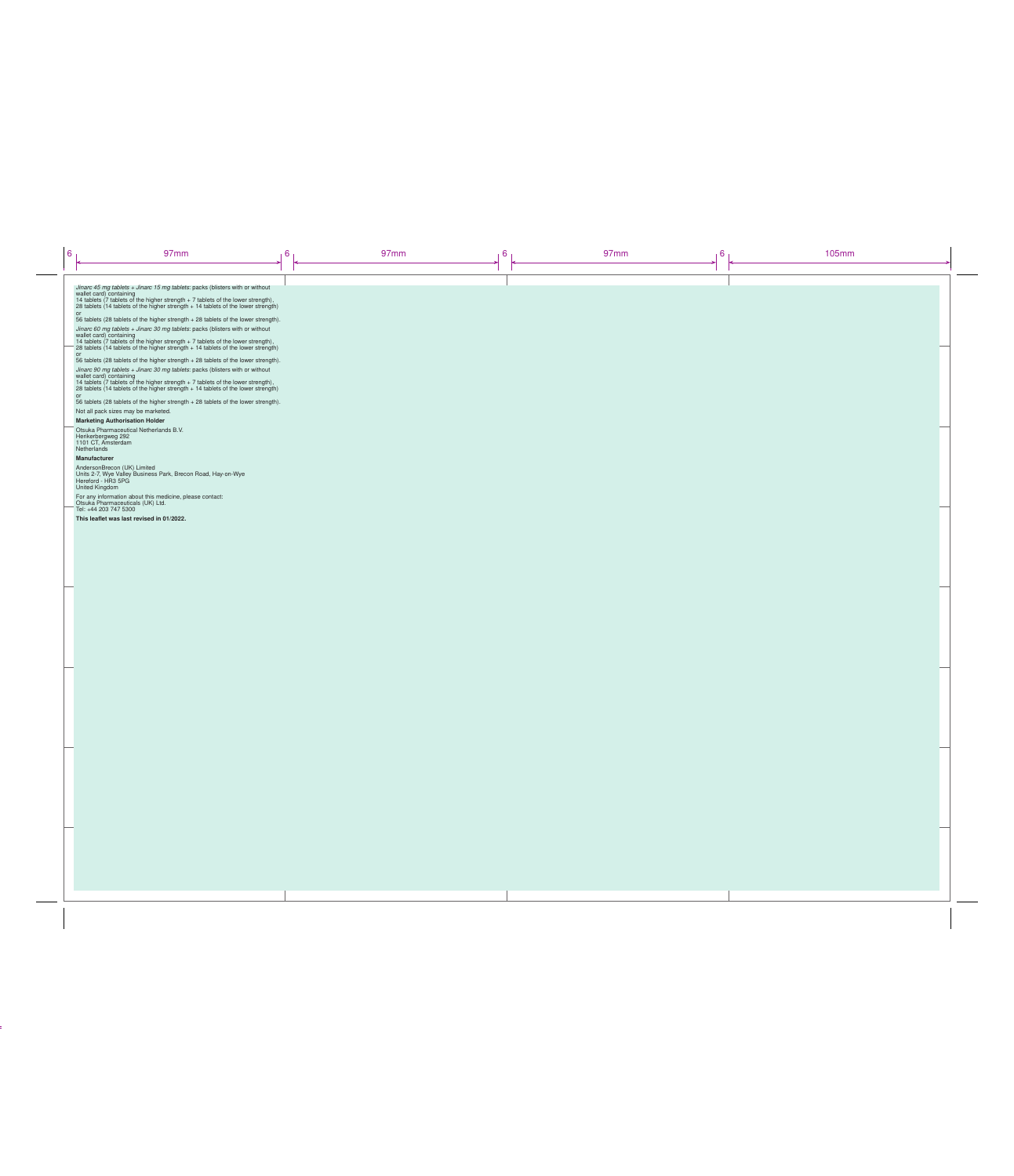*Jinarc 45 mg tablets + Jinarc 15 mg tablets*: packs (blisters with or without wallet card) containing
14 tablets (7 tablets of the higher strength + 7 tablets of the lower strength),
28 tablets (14 tablets of the higher strength + 14 tablets of the lower strength)
or
56 tablets (28 tablets of the higher strength + 28 tablets of the lower strength).

*Jinarc 60 mg tablets + Jinarc 30 mg tablets*: packs (blisters with or without wallet card) containing
14 tablets (7 tablets of the higher strength + 7 tablets of the lower strength),
28 tablets (14 tablets of the higher strength + 14 tablets of the lower strength)
or
56 tablets (28 tablets of the higher strength + 28 tablets of the lower strength).

*Jinarc 90 mg tablets + Jinarc 30 mg tablets*: packs (blisters with or without wallet card) containing
14 tablets (7 tablets of the higher strength + 7 tablets of the lower strength),
28 tablets (14 tablets of the higher strength + 14 tablets of the lower strength)
or
56 tablets (28 tablets of the higher strength + 28 tablets of the lower strength).

Not all pack sizes may be marketed.

**Marketing Authorisation Holder**

Otsuka Pharmaceutical Netherlands B.V.
Herikerbergweg 292
1101 CT, Amsterdam
Netherlands

**Manufacturer**

AndersonBrecon (UK) Limited
Units 2-7, Wye Valley Business Park, Brecon Road, Hay-on-Wye
Hereford - HR3 5PG
United Kingdom

For any information about this medicine, please contact:
Otsuka Pharmaceuticals (UK) Ltd.
Tel: +44 203 747 5300

**This leaflet was last revised in 01/2022.**